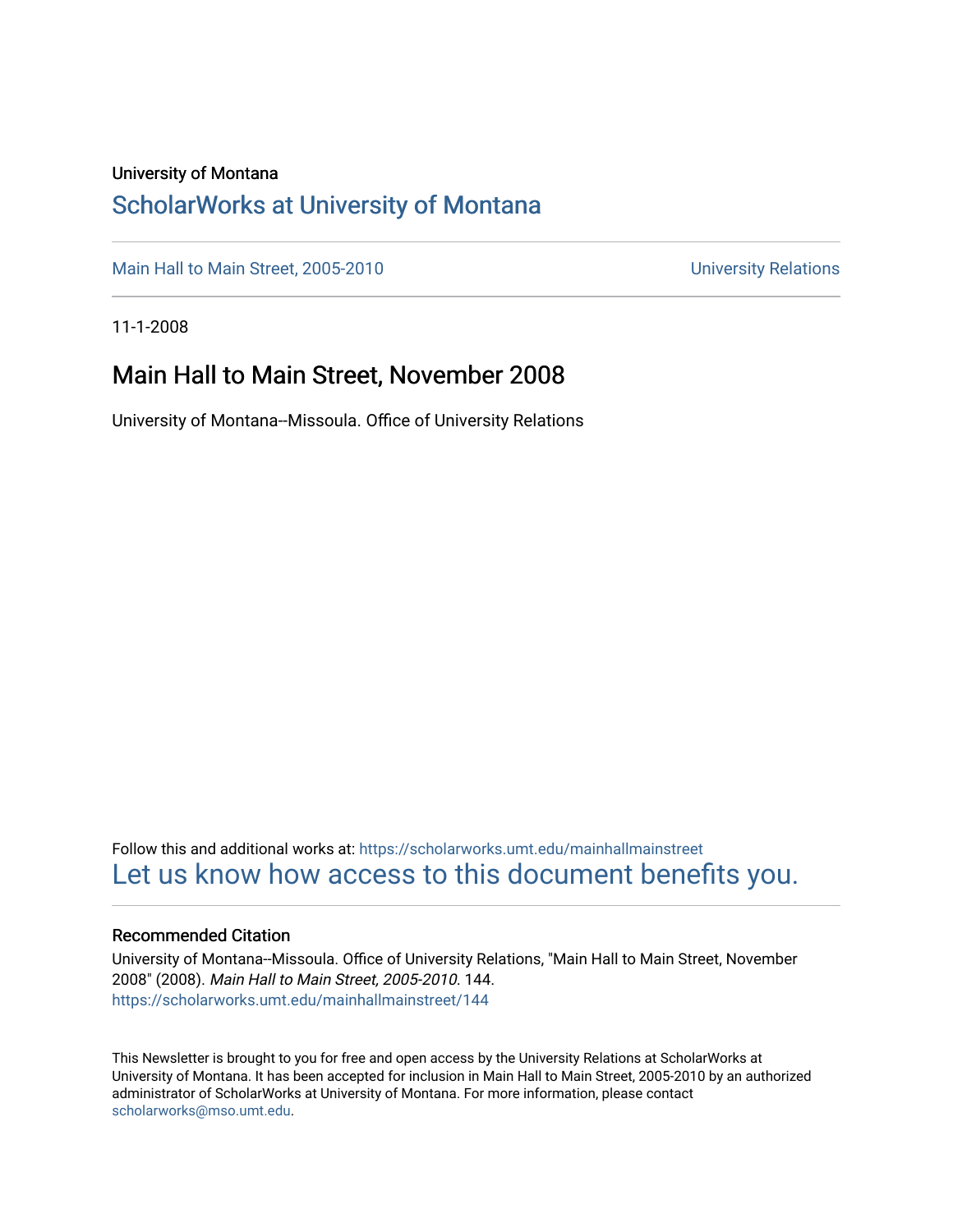University of Montana

# ScholarWorks at University of Montana

Main Hall to Main Street, 2005-2010

University Relations

11-1-2008

## Main Hall to Main Street, November 2008

University of Montana--Missoula. Office of University Relations

Follow this and additional works at: https://scholarworks.umt.edu/mainhallmainstreet

Let us know how access to this document benefits you.

### Recommended Citation

University of Montana--Missoula. Office of University Relations, "Main Hall to Main Street, November 2008" (2008). *Main Hall to Main Street, 2005-2010*. 144.
https://scholarworks.umt.edu/mainhallmainstreet/144

This Newsletter is brought to you for free and open access by the University Relations at ScholarWorks at University of Montana. It has been accepted for inclusion in Main Hall to Main Street, 2005-2010 by an authorized administrator of ScholarWorks at University of Montana. For more information, please contact scholarworks@mso.umt.edu.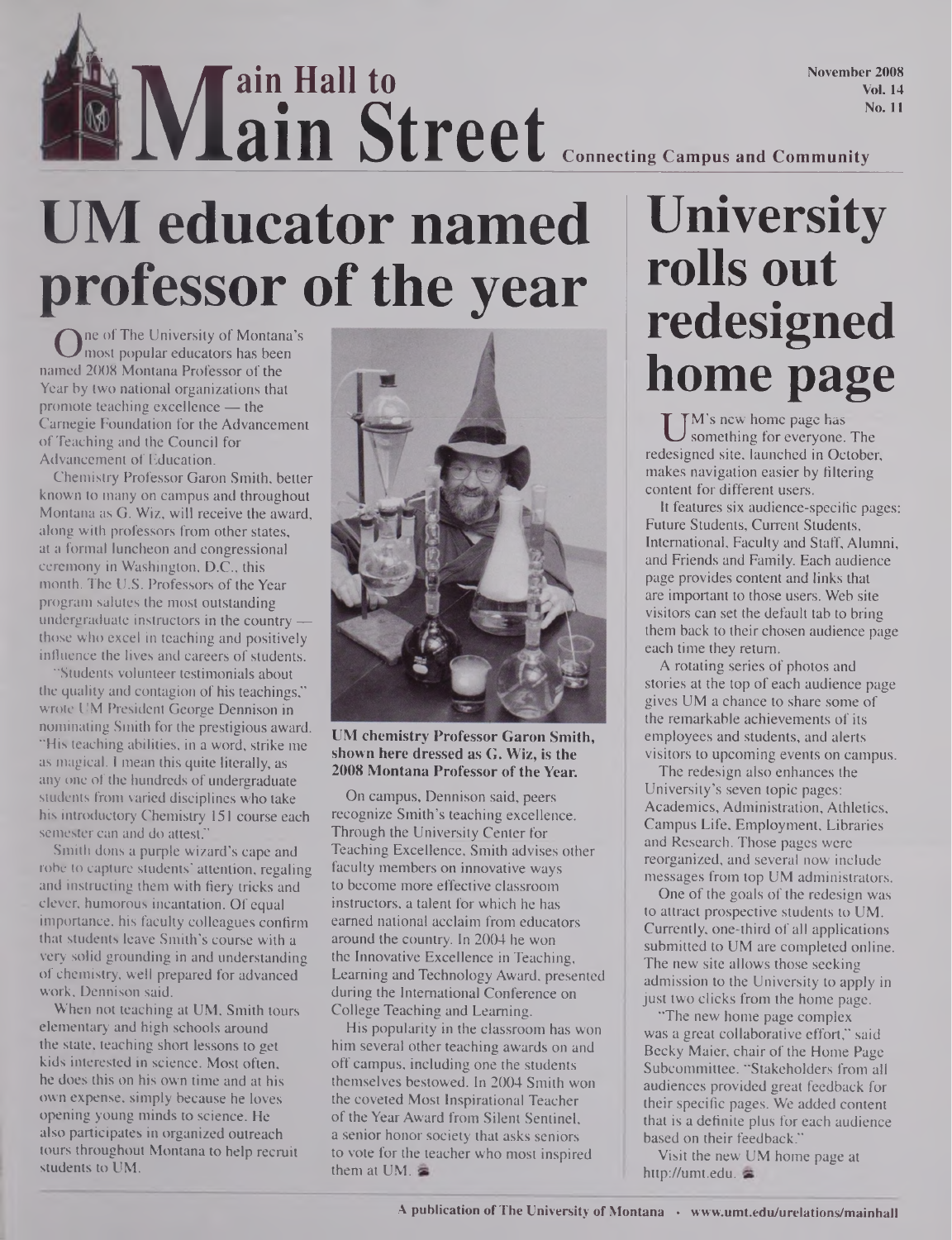# Main Hall to Main Street

Connecting Campus and Community

November 2008
Vol. 14
No. 11

## UM educator named professor of the year

One of The University of Montana's most popular educators has been named 2008 Montana Professor of the Year by two national organizations that promote teaching excellence — the Carnegie Foundation for the Advancement of Teaching and the Council for Advancement of Education.

Chemistry Professor Garon Smith, better known to many on campus and throughout Montana as G. Wiz, will receive the award, along with professors from other states, at a formal luncheon and congressional ceremony in Washington, D.C., this month. The U.S. Professors of the Year program salutes the most outstanding undergraduate instructors in the country — those who excel in teaching and positively influence the lives and careers of students.

"Students volunteer testimonials about the quality and contagion of his teachings," wrote UM President George Dennison in nominating Smith for the prestigious award. "His teaching abilities, in a word, strike me as magical. I mean this quite literally, as any one of the hundreds of undergraduate students from varied disciplines who take his introductory Chemistry 151 course each semester can and do attest."

Smith dons a purple wizard's cape and robe to capture students' attention, regaling and instructing them with fiery tricks and clever, humorous incantation. Of equal importance, his faculty colleagues confirm that students leave Smith's course with a very solid grounding in and understanding of chemistry, well prepared for advanced work, Dennison said.

When not teaching at UM, Smith tours elementary and high schools around the state, teaching short lessons to get kids interested in science. Most often, he does this on his own time and at his own expense, simply because he loves opening young minds to science. He also participates in organized outreach tours throughout Montana to help recruit students to UM.

**UM chemistry Professor Garon Smith, shown here dressed as G. Wiz, is the 2008 Montana Professor of the Year.**

On campus, Dennison said, peers recognize Smith's teaching excellence. Through the University Center for Teaching Excellence, Smith advises other faculty members on innovative ways to become more effective classroom instructors, a talent for which he has earned national acclaim from educators around the country. In 2004 he won the Innovative Excellence in Teaching, Learning and Technology Award, presented during the International Conference on College Teaching and Learning.

His popularity in the classroom has won him several other teaching awards on and off campus, including one the students themselves bestowed. In 2004 Smith won the coveted Most Inspirational Teacher of the Year Award from Silent Sentinel, a senior honor society that asks seniors to vote for the teacher who most inspired them at UM.

## University rolls out redesigned home page

UM's new home page has something for everyone. The redesigned site, launched in October, makes navigation easier by filtering content for different users.

It features six audience-specific pages: Future Students, Current Students, International, Faculty and Staff, Alumni, and Friends and Family. Each audience page provides content and links that are important to those users. Web site visitors can set the default tab to bring them back to their chosen audience page each time they return.

A rotating series of photos and stories at the top of each audience page gives UM a chance to share some of the remarkable achievements of its employees and students, and alerts visitors to upcoming events on campus.

The redesign also enhances the University's seven topic pages: Academics, Administration, Athletics, Campus Life, Employment, Libraries and Research. Those pages were reorganized, and several now include messages from top UM administrators.

One of the goals of the redesign was to attract prospective students to UM. Currently, one-third of all applications submitted to UM are completed online. The new site allows those seeking admission to the University to apply in just two clicks from the home page.

"The new home page complex was a great collaborative effort," said Becky Maier, chair of the Home Page Subcommittee. "Stakeholders from all audiences provided great feedback for their specific pages. We added content that is a definite plus for each audience based on their feedback."

Visit the new UM home page at http://umt.edu.

A publication of The University of Montana • www.umt.edu/urelations/mainhall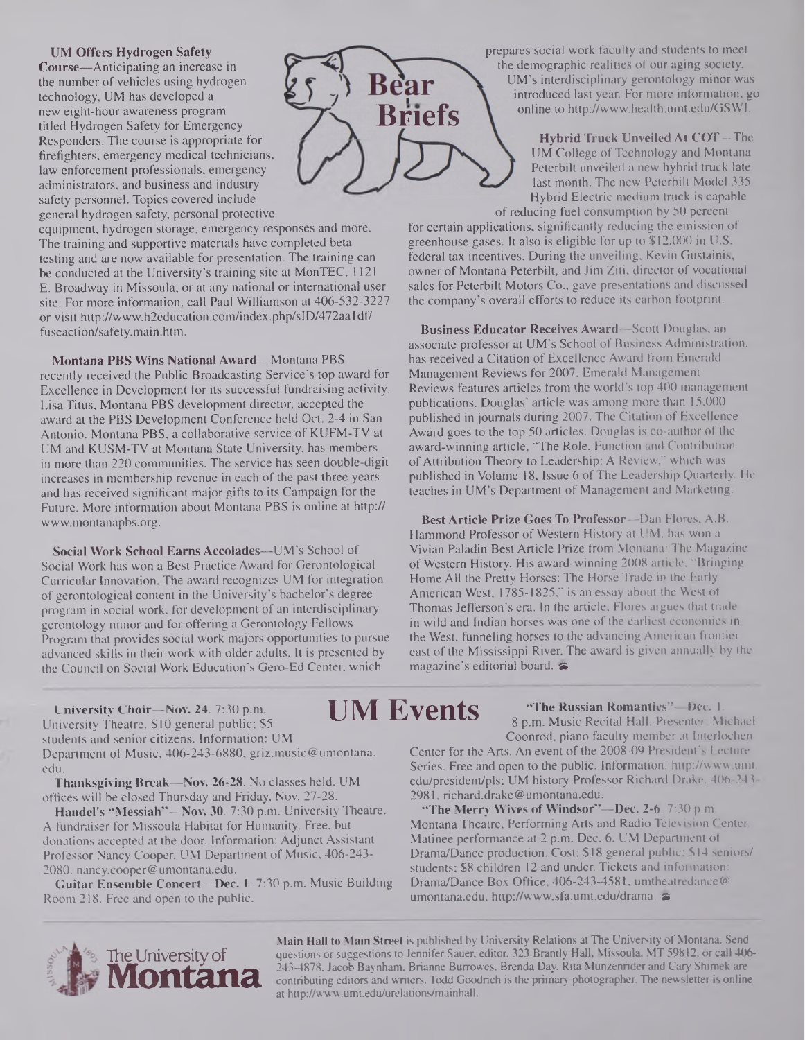## Bear Briefs

**UM Offers Hydrogen Safety Course**—Anticipating an increase in the number of vehicles using hydrogen technology, UM has developed a new eight-hour awareness program titled Hydrogen Safety for Emergency Responders. The course is appropriate for firefighters, emergency medical technicians, law enforcement professionals, emergency administrators, and business and industry safety personnel. Topics covered include general hydrogen safety, personal protective equipment, hydrogen storage, emergency responses and more. The training and supportive materials have completed beta testing and are now available for presentation. The training can be conducted at the University's training site at MonTEC, 1121 E. Broadway in Missoula, or at any national or international user site. For more information, call Paul Williamson at 406-532-3227 or visit http://www.h2education.com/index.php/sID/472aa1df/fuseaction/safety.main.htm.

**Montana PBS Wins National Award**—Montana PBS recently received the Public Broadcasting Service's top award for Excellence in Development for its successful fundraising activity. Lisa Titus, Montana PBS development director, accepted the award at the PBS Development Conference held Oct. 2-4 in San Antonio. Montana PBS, a collaborative service of KUFM-TV at UM and KUSM-TV at Montana State University, has members in more than 220 communities. The service has seen double-digit increases in membership revenue in each of the past three years and has received significant major gifts to its Campaign for the Future. More information about Montana PBS is online at http://www.montanapbs.org.

**Social Work School Earns Accolades**—UM's School of Social Work has won a Best Practice Award for Gerontological Curricular Innovation. The award recognizes UM for integration of gerontological content in the University's bachelor's degree program in social work, for development of an interdisciplinary gerontology minor and for offering a Gerontology Fellows Program that provides social work majors opportunities to pursue advanced skills in their work with older adults. It is presented by the Council on Social Work Education's Gero-Ed Center, which prepares social work faculty and students to meet the demographic realities of our aging society. UM's interdisciplinary gerontology minor was introduced last year. For more information, go online to http://www.health.umt.edu/GSWI.

**Hybrid Truck Unveiled At COT**—The UM College of Technology and Montana Peterbilt unveiled a new hybrid truck late last month. The new Peterbilt Model 335 Hybrid Electric medium truck is capable of reducing fuel consumption by 50 percent for certain applications, significantly reducing the emission of greenhouse gases. It also is eligible for up to $12,000 in U.S. federal tax incentives. During the unveiling, Kevin Gustainis, owner of Montana Peterbilt, and Jim Ziti, director of vocational sales for Peterbilt Motors Co., gave presentations and discussed the company's overall efforts to reduce its carbon footprint.

**Business Educator Receives Award**—Scott Douglas, an associate professor at UM's School of Business Administration, has received a Citation of Excellence Award from Emerald Management Reviews for 2007. Emerald Management Reviews features articles from the world's top 400 management publications. Douglas' article was among more than 15,000 published in journals during 2007. The Citation of Excellence Award goes to the top 50 articles. Douglas is co-author of the award-winning article, "The Role, Function and Contribution of Attribution Theory to Leadership: A Review," which was published in Volume 18, Issue 6 of The Leadership Quarterly. He teaches in UM's Department of Management and Marketing.

**Best Article Prize Goes To Professor**—Dan Flores, A.B. Hammond Professor of Western History at UM, has won a Vivian Paladin Best Article Prize from Montana: The Magazine of Western History. His award-winning 2008 article, "Bringing Home All the Pretty Horses: The Horse Trade in the Early American West, 1785-1825," is an essay about the West of Thomas Jefferson's era. In the article, Flores argues that trade in wild and Indian horses was one of the earliest economies in the West, funneling horses to the advancing American frontier east of the Mississippi River. The award is given annually by the magazine's editorial board.

## UM Events

**University Choir—Nov. 24**. 7:30 p.m. University Theatre. $10 general public; $5 students and senior citizens. Information: UM Department of Music, 406-243-6880, griz.music@umontana.edu.

**Thanksgiving Break—Nov. 26-28**. No classes held. UM offices will be closed Thursday and Friday, Nov. 27-28.

**Handel's "Messiah"—Nov. 30**. 7:30 p.m. University Theatre. A fundraiser for Missoula Habitat for Humanity. Free, but donations accepted at the door. Information: Adjunct Assistant Professor Nancy Cooper, UM Department of Music, 406-243-2080, nancy.cooper@umontana.edu.

**Guitar Ensemble Concert—Dec. 1**. 7:30 p.m. Music Building Room 218. Free and open to the public.

**"The Russian Romantics"—Dec. 1**. 8 p.m. Music Recital Hall. Presenter: Michael Coonrod, piano faculty member at Interlochen Center for the Arts. An event of the 2008-09 President's Lecture Series. Free and open to the public. Information: http://www.umt.edu/president/pls; UM history Professor Richard Drake, 406-243-2981, richard.drake@umontana.edu.

**"The Merry Wives of Windsor"—Dec. 2-6**. 7:30 p.m. Montana Theatre, Performing Arts and Radio Television Center. Matinee performance at 2 p.m. Dec. 6. UM Department of Drama/Dance production. Cost: $18 general public; $14 seniors/students; $8 children 12 and under. Tickets and information: Drama/Dance Box Office, 406-243-4581, umtheatredance@umontana.edu, http://www.sfa.umt.edu/drama.

The University of Montana

**Main Hall to Main Street** is published by University Relations at The University of Montana. Send questions or suggestions to Jennifer Sauer, editor, 323 Brantly Hall, Missoula, MT 59812, or call 406-243-4878. Jacob Baynham, Brianne Burrowes, Brenda Day, Rita Munzenrider and Cary Shimek are contributing editors and writers. Todd Goodrich is the primary photographer. The newsletter is online at http://www.umt.edu/urelations/mainhall.